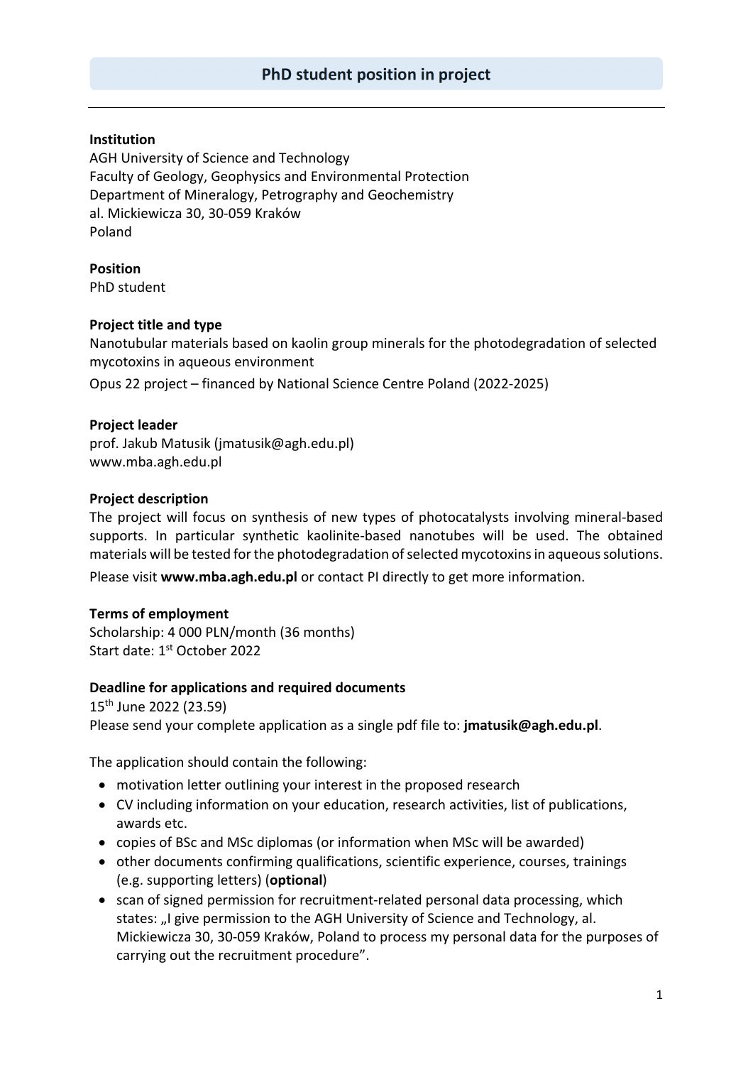# PhD student position in project

---

**Institution**
AGH University of Science and Technology
Faculty of Geology, Geophysics and Environmental Protection
Department of Mineralogy, Petrography and Geochemistry
al. Mickiewicza 30, 30-059 Kraków
Poland

**Position**
PhD student

**Project title and type**
Nanotubular materials based on kaolin group minerals for the photodegradation of selected mycotoxins in aqueous environment

Opus 22 project – financed by National Science Centre Poland (2022-2025)

**Project leader**
prof. Jakub Matusik (jmatusik@agh.edu.pl)
www.mba.agh.edu.pl

**Project description**
The project will focus on synthesis of new types of photocatalysts involving mineral-based supports. In particular synthetic kaolinite-based nanotubes will be used. The obtained materials will be tested for the photodegradation of selected mycotoxins in aqueous solutions.

Please visit **www.mba.agh.edu.pl** or contact PI directly to get more information.

**Terms of employment**
Scholarship: 4 000 PLN/month (36 months)
Start date: 1st October 2022

**Deadline for applications and required documents**
15th June 2022 (23.59)
Please send your complete application as a single pdf file to: **jmatusik@agh.edu.pl**.

The application should contain the following:

- motivation letter outlining your interest in the proposed research
- CV including information on your education, research activities, list of publications, awards etc.
- copies of BSc and MSc diplomas (or information when MSc will be awarded)
- other documents confirming qualifications, scientific experience, courses, trainings (e.g. supporting letters) (**optional**)
- scan of signed permission for recruitment-related personal data processing, which states: „I give permission to the AGH University of Science and Technology, al. Mickiewicza 30, 30-059 Kraków, Poland to process my personal data for the purposes of carrying out the recruitment procedure".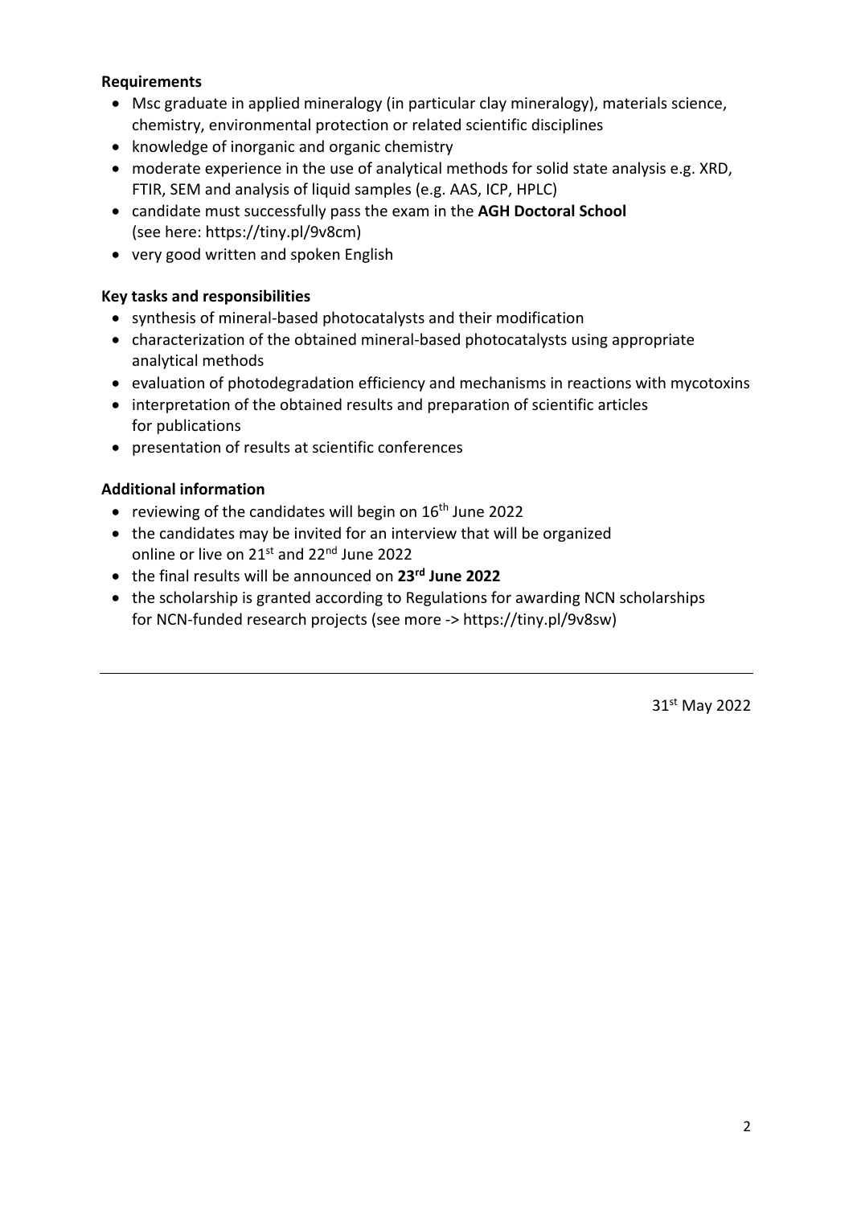**Requirements**

- Msc graduate in applied mineralogy (in particular clay mineralogy), materials science, chemistry, environmental protection or related scientific disciplines
- knowledge of inorganic and organic chemistry
- moderate experience in the use of analytical methods for solid state analysis e.g. XRD, FTIR, SEM and analysis of liquid samples (e.g. AAS, ICP, HPLC)
- candidate must successfully pass the exam in the **AGH Doctoral School** (see here: https://tiny.pl/9v8cm)
- very good written and spoken English

**Key tasks and responsibilities**

- synthesis of mineral-based photocatalysts and their modification
- characterization of the obtained mineral-based photocatalysts using appropriate analytical methods
- evaluation of photodegradation efficiency and mechanisms in reactions with mycotoxins
- interpretation of the obtained results and preparation of scientific articles for publications
- presentation of results at scientific conferences

**Additional information**

- reviewing of the candidates will begin on 16th June 2022
- the candidates may be invited for an interview that will be organized online or live on 21st and 22nd June 2022
- the final results will be announced on **23rd June 2022**
- the scholarship is granted according to Regulations for awarding NCN scholarships for NCN-funded research projects (see more -> https://tiny.pl/9v8sw)

---

31st May 2022